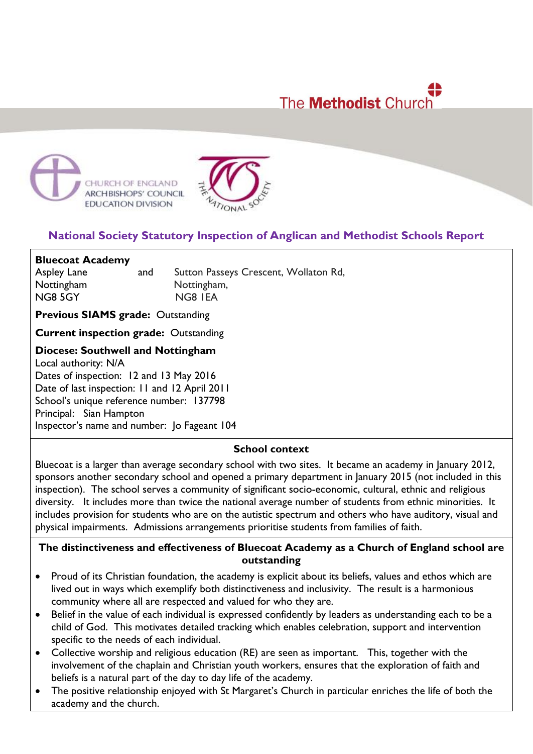The Methodist Church

CHURCH OF ENGLAND ARCHBISHOPS' COUNCIL EDUCATION DIVISION

THE NATIONAL SOCIETY

# National Society Statutory Inspection of Anglican and Methodist Schools Report

**Bluecoat Academy**

| | | |
|---|---|---|
| Aspley Lane | and | Sutton Passeys Crescent, Wollaton Rd, |
| Nottingham | | Nottingham, |
| NG8 5GY | | NG8 1EA |

**Previous SIAMS grade:** Outstanding

**Current inspection grade:** Outstanding

**Diocese: Southwell and Nottingham**

Local authority: N/A

Dates of inspection: 12 and 13 May 2016

Date of last inspection: 11 and 12 April 2011

School's unique reference number: 137798

Principal: Sian Hampton

Inspector's name and number: Jo Fageant 104

## School context

Bluecoat is a larger than average secondary school with two sites. It became an academy in January 2012, sponsors another secondary school and opened a primary department in January 2015 (not included in this inspection). The school serves a community of significant socio-economic, cultural, ethnic and religious diversity. It includes more than twice the national average number of students from ethnic minorities. It includes provision for students who are on the autistic spectrum and others who have auditory, visual and physical impairments. Admissions arrangements prioritise students from families of faith.

## The distinctiveness and effectiveness of Bluecoat Academy as a Church of England school are outstanding

- Proud of its Christian foundation, the academy is explicit about its beliefs, values and ethos which are lived out in ways which exemplify both distinctiveness and inclusivity. The result is a harmonious community where all are respected and valued for who they are.
- Belief in the value of each individual is expressed confidently by leaders as understanding each to be a child of God. This motivates detailed tracking which enables celebration, support and intervention specific to the needs of each individual.
- Collective worship and religious education (RE) are seen as important. This, together with the involvement of the chaplain and Christian youth workers, ensures that the exploration of faith and beliefs is a natural part of the day to day life of the academy.
- The positive relationship enjoyed with St Margaret's Church in particular enriches the life of both the academy and the church.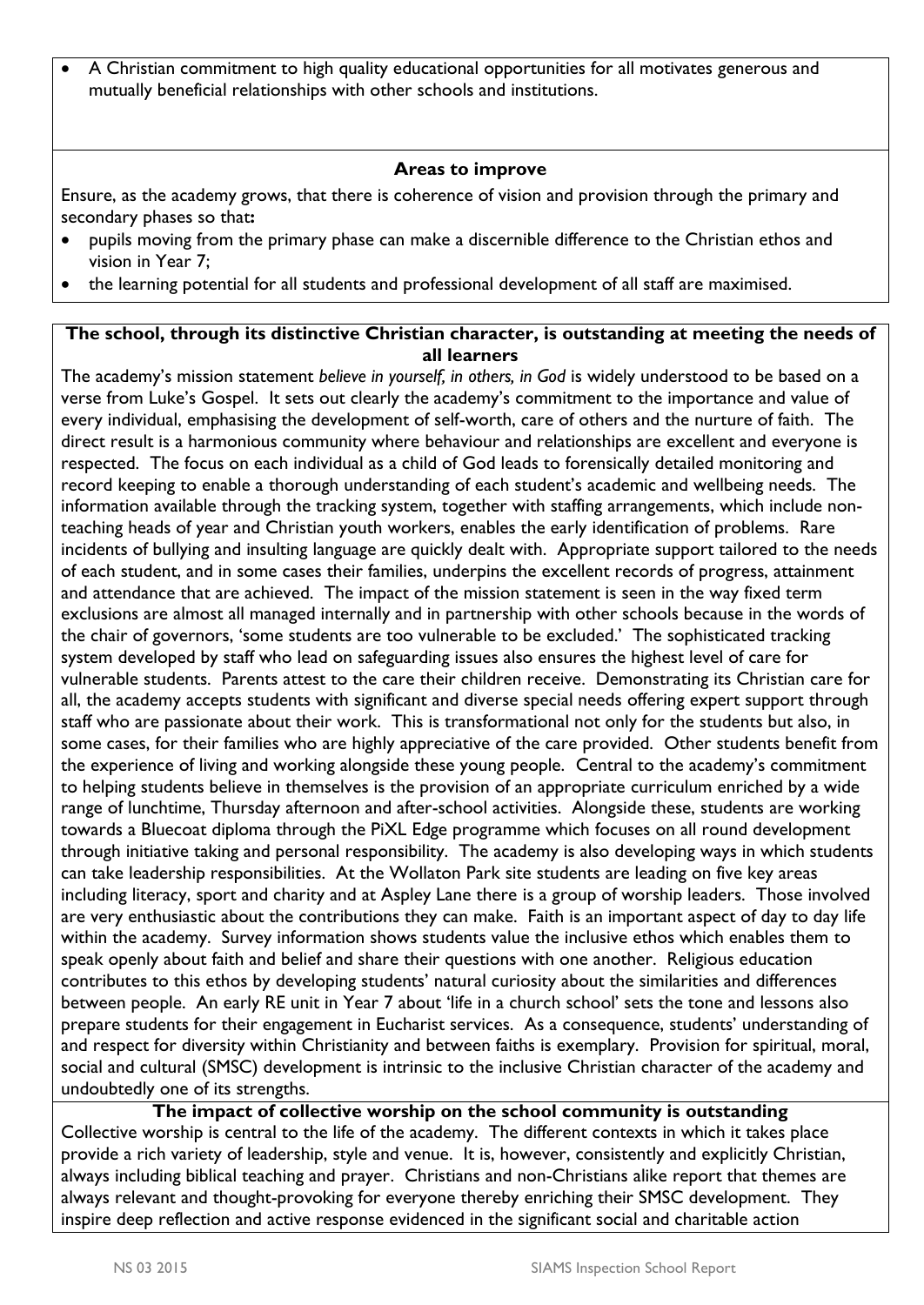- A Christian commitment to high quality educational opportunities for all motivates generous and mutually beneficial relationships with other schools and institutions.

### Areas to improve

Ensure, as the academy grows, that there is coherence of vision and provision through the primary and secondary phases so that**:**

- pupils moving from the primary phase can make a discernible difference to the Christian ethos and vision in Year 7;
- the learning potential for all students and professional development of all staff are maximised.

### The school, through its distinctive Christian character, is outstanding at meeting the needs of all learners

The academy's mission statement *believe in yourself, in others, in God* is widely understood to be based on a verse from Luke's Gospel. It sets out clearly the academy's commitment to the importance and value of every individual, emphasising the development of self-worth, care of others and the nurture of faith. The direct result is a harmonious community where behaviour and relationships are excellent and everyone is respected. The focus on each individual as a child of God leads to forensically detailed monitoring and record keeping to enable a thorough understanding of each student's academic and wellbeing needs. The information available through the tracking system, together with staffing arrangements, which include non-teaching heads of year and Christian youth workers, enables the early identification of problems. Rare incidents of bullying and insulting language are quickly dealt with. Appropriate support tailored to the needs of each student, and in some cases their families, underpins the excellent records of progress, attainment and attendance that are achieved. The impact of the mission statement is seen in the way fixed term exclusions are almost all managed internally and in partnership with other schools because in the words of the chair of governors, 'some students are too vulnerable to be excluded.' The sophisticated tracking system developed by staff who lead on safeguarding issues also ensures the highest level of care for vulnerable students. Parents attest to the care their children receive. Demonstrating its Christian care for all, the academy accepts students with significant and diverse special needs offering expert support through staff who are passionate about their work. This is transformational not only for the students but also, in some cases, for their families who are highly appreciative of the care provided. Other students benefit from the experience of living and working alongside these young people. Central to the academy's commitment to helping students believe in themselves is the provision of an appropriate curriculum enriched by a wide range of lunchtime, Thursday afternoon and after-school activities. Alongside these, students are working towards a Bluecoat diploma through the PiXL Edge programme which focuses on all round development through initiative taking and personal responsibility. The academy is also developing ways in which students can take leadership responsibilities. At the Wollaton Park site students are leading on five key areas including literacy, sport and charity and at Aspley Lane there is a group of worship leaders. Those involved are very enthusiastic about the contributions they can make. Faith is an important aspect of day to day life within the academy. Survey information shows students value the inclusive ethos which enables them to speak openly about faith and belief and share their questions with one another. Religious education contributes to this ethos by developing students' natural curiosity about the similarities and differences between people. An early RE unit in Year 7 about 'life in a church school' sets the tone and lessons also prepare students for their engagement in Eucharist services. As a consequence, students' understanding of and respect for diversity within Christianity and between faiths is exemplary. Provision for spiritual, moral, social and cultural (SMSC) development is intrinsic to the inclusive Christian character of the academy and undoubtedly one of its strengths.

### The impact of collective worship on the school community is outstanding

Collective worship is central to the life of the academy. The different contexts in which it takes place provide a rich variety of leadership, style and venue. It is, however, consistently and explicitly Christian, always including biblical teaching and prayer. Christians and non-Christians alike report that themes are always relevant and thought-provoking for everyone thereby enriching their SMSC development. They inspire deep reflection and active response evidenced in the significant social and charitable action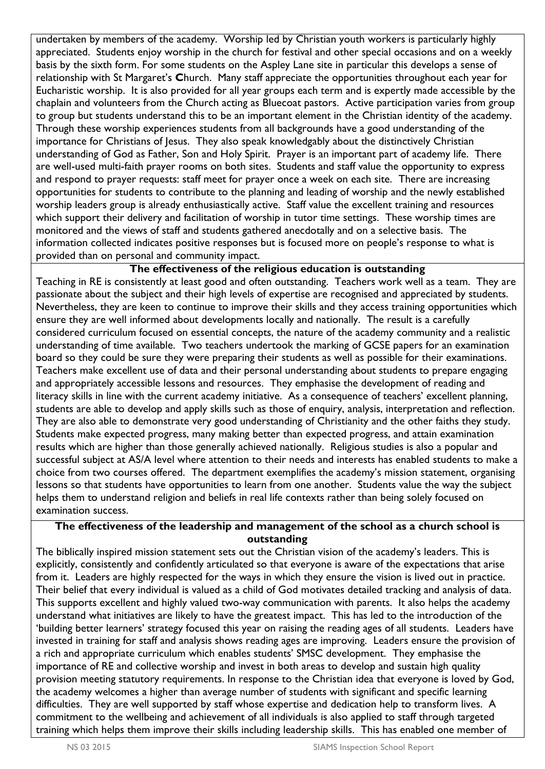undertaken by members of the academy. Worship led by Christian youth workers is particularly highly appreciated. Students enjoy worship in the church for festival and other special occasions and on a weekly basis by the sixth form. For some students on the Aspley Lane site in particular this develops a sense of relationship with St Margaret's **C**hurch. Many staff appreciate the opportunities throughout each year for Eucharistic worship. It is also provided for all year groups each term and is expertly made accessible by the chaplain and volunteers from the Church acting as Bluecoat pastors. Active participation varies from group to group but students understand this to be an important element in the Christian identity of the academy. Through these worship experiences students from all backgrounds have a good understanding of the importance for Christians of Jesus. They also speak knowledgably about the distinctively Christian understanding of God as Father, Son and Holy Spirit. Prayer is an important part of academy life. There are well-used multi-faith prayer rooms on both sites. Students and staff value the opportunity to express and respond to prayer requests: staff meet for prayer once a week on each site. There are increasing opportunities for students to contribute to the planning and leading of worship and the newly established worship leaders group is already enthusiastically active. Staff value the excellent training and resources which support their delivery and facilitation of worship in tutor time settings. These worship times are monitored and the views of staff and students gathered anecdotally and on a selective basis. The information collected indicates positive responses but is focused more on people's response to what is provided than on personal and community impact.

**The effectiveness of the religious education is outstanding**

Teaching in RE is consistently at least good and often outstanding. Teachers work well as a team. They are passionate about the subject and their high levels of expertise are recognised and appreciated by students. Nevertheless, they are keen to continue to improve their skills and they access training opportunities which ensure they are well informed about developments locally and nationally. The result is a carefully considered curriculum focused on essential concepts, the nature of the academy community and a realistic understanding of time available. Two teachers undertook the marking of GCSE papers for an examination board so they could be sure they were preparing their students as well as possible for their examinations. Teachers make excellent use of data and their personal understanding about students to prepare engaging and appropriately accessible lessons and resources. They emphasise the development of reading and literacy skills in line with the current academy initiative. As a consequence of teachers' excellent planning, students are able to develop and apply skills such as those of enquiry, analysis, interpretation and reflection. They are also able to demonstrate very good understanding of Christianity and the other faiths they study. Students make expected progress, many making better than expected progress, and attain examination results which are higher than those generally achieved nationally. Religious studies is also a popular and successful subject at AS/A level where attention to their needs and interests has enabled students to make a choice from two courses offered. The department exemplifies the academy's mission statement, organising lessons so that students have opportunities to learn from one another. Students value the way the subject helps them to understand religion and beliefs in real life contexts rather than being solely focused on examination success.

**The effectiveness of the leadership and management of the school as a church school is outstanding**

The biblically inspired mission statement sets out the Christian vision of the academy's leaders. This is explicitly, consistently and confidently articulated so that everyone is aware of the expectations that arise from it. Leaders are highly respected for the ways in which they ensure the vision is lived out in practice. Their belief that every individual is valued as a child of God motivates detailed tracking and analysis of data. This supports excellent and highly valued two-way communication with parents. It also helps the academy understand what initiatives are likely to have the greatest impact. This has led to the introduction of the 'building better learners' strategy focused this year on raising the reading ages of all students. Leaders have invested in training for staff and analysis shows reading ages are improving. Leaders ensure the provision of a rich and appropriate curriculum which enables students' SMSC development. They emphasise the importance of RE and collective worship and invest in both areas to develop and sustain high quality provision meeting statutory requirements. In response to the Christian idea that everyone is loved by God, the academy welcomes a higher than average number of students with significant and specific learning difficulties. They are well supported by staff whose expertise and dedication help to transform lives. A commitment to the wellbeing and achievement of all individuals is also applied to staff through targeted training which helps them improve their skills including leadership skills. This has enabled one member of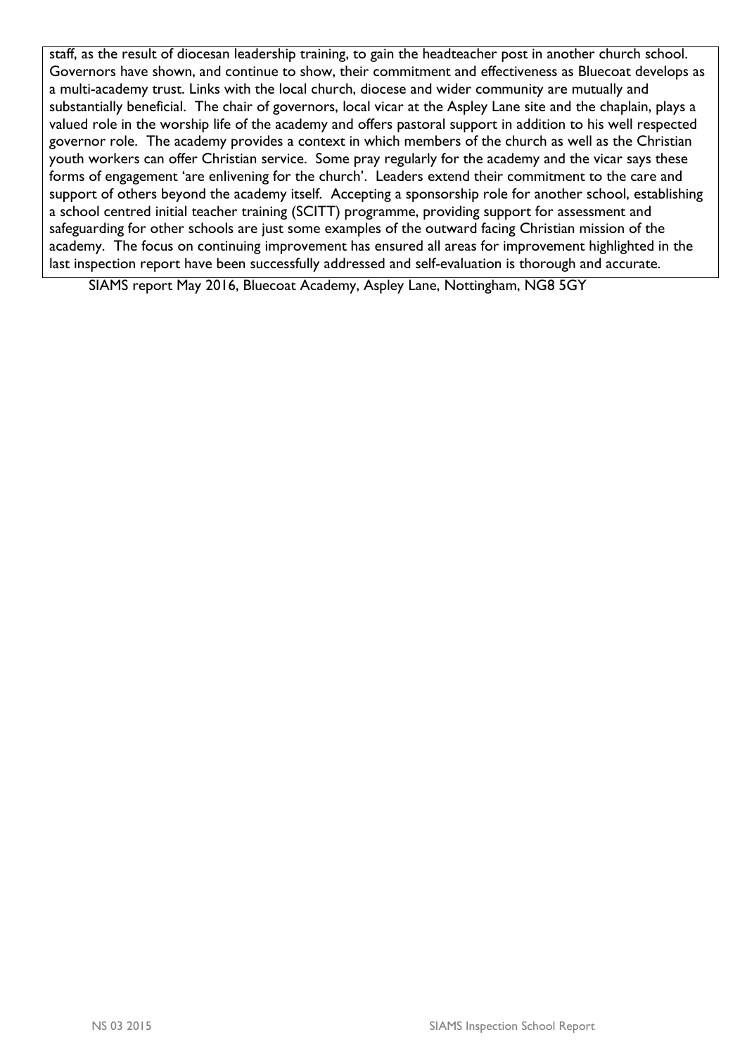staff, as the result of diocesan leadership training, to gain the headteacher post in another church school. Governors have shown, and continue to show, their commitment and effectiveness as Bluecoat develops as a multi-academy trust. Links with the local church, diocese and wider community are mutually and substantially beneficial. The chair of governors, local vicar at the Aspley Lane site and the chaplain, plays a valued role in the worship life of the academy and offers pastoral support in addition to his well respected governor role. The academy provides a context in which members of the church as well as the Christian youth workers can offer Christian service. Some pray regularly for the academy and the vicar says these forms of engagement 'are enlivening for the church'. Leaders extend their commitment to the care and support of others beyond the academy itself. Accepting a sponsorship role for another school, establishing a school centred initial teacher training (SCITT) programme, providing support for assessment and safeguarding for other schools are just some examples of the outward facing Christian mission of the academy. The focus on continuing improvement has ensured all areas for improvement highlighted in the last inspection report have been successfully addressed and self-evaluation is thorough and accurate.

SIAMS report May 2016, Bluecoat Academy, Aspley Lane, Nottingham, NG8 5GY